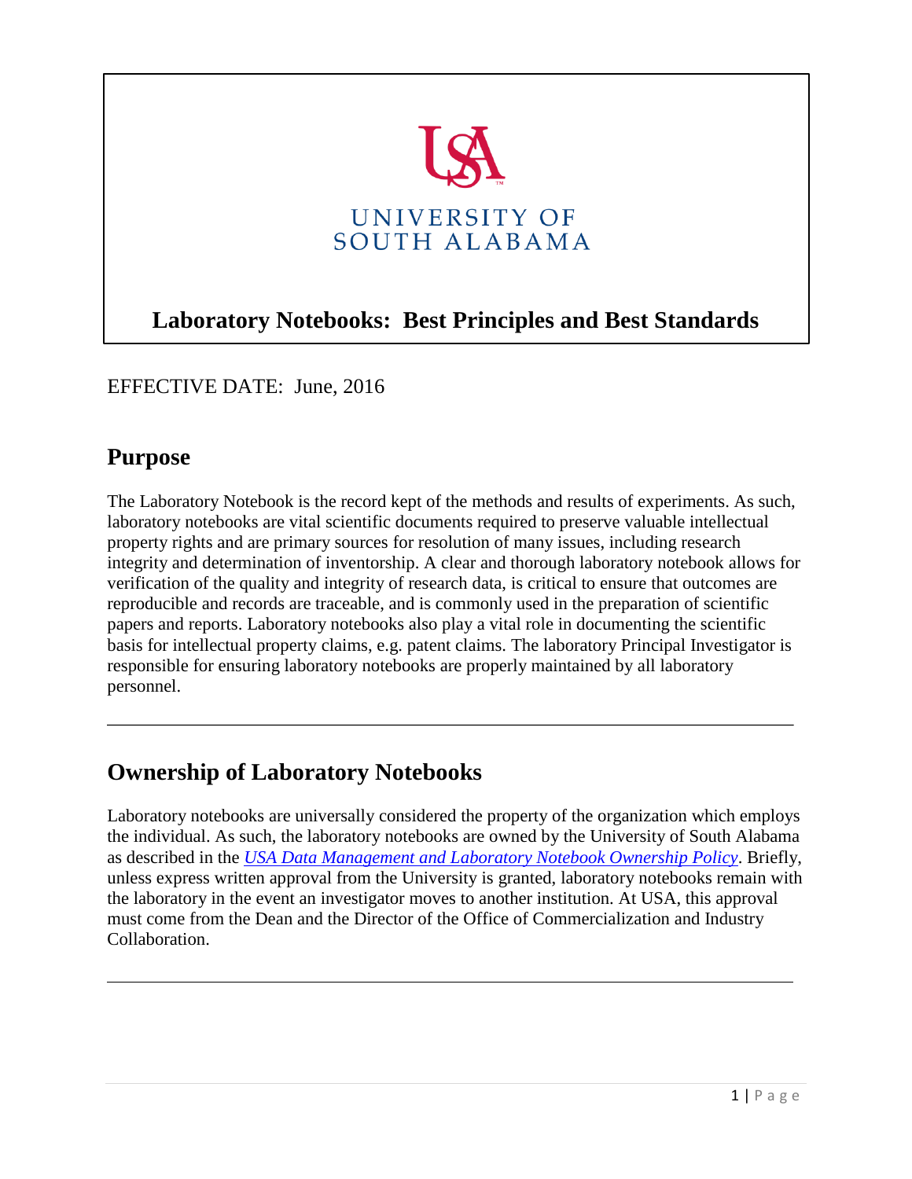UNIVERSITY OF SOUTH ALABAMA

# Laboratory Notebooks: Best Principles and Best Standards

EFFECTIVE DATE: June, 2016

## Purpose

The Laboratory Notebook is the record kept of the methods and results of experiments. As such, laboratory notebooks are vital scientific documents required to preserve valuable intellectual property rights and are primary sources for resolution of many issues, including research integrity and determination of inventorship. A clear and thorough laboratory notebook allows for verification of the quality and integrity of research data, is critical to ensure that outcomes are reproducible and records are traceable, and is commonly used in the preparation of scientific papers and reports. Laboratory notebooks also play a vital role in documenting the scientific basis for intellectual property claims, e.g. patent claims. The laboratory Principal Investigator is responsible for ensuring laboratory notebooks are properly maintained by all laboratory personnel.

---

## Ownership of Laboratory Notebooks

Laboratory notebooks are universally considered the property of the organization which employs the individual. As such, the laboratory notebooks are owned by the University of South Alabama as described in the *USA Data Management and Laboratory Notebook Ownership Policy*. Briefly, unless express written approval from the University is granted, laboratory notebooks remain with the laboratory in the event an investigator moves to another institution. At USA, this approval must come from the Dean and the Director of the Office of Commercialization and Industry Collaboration.

---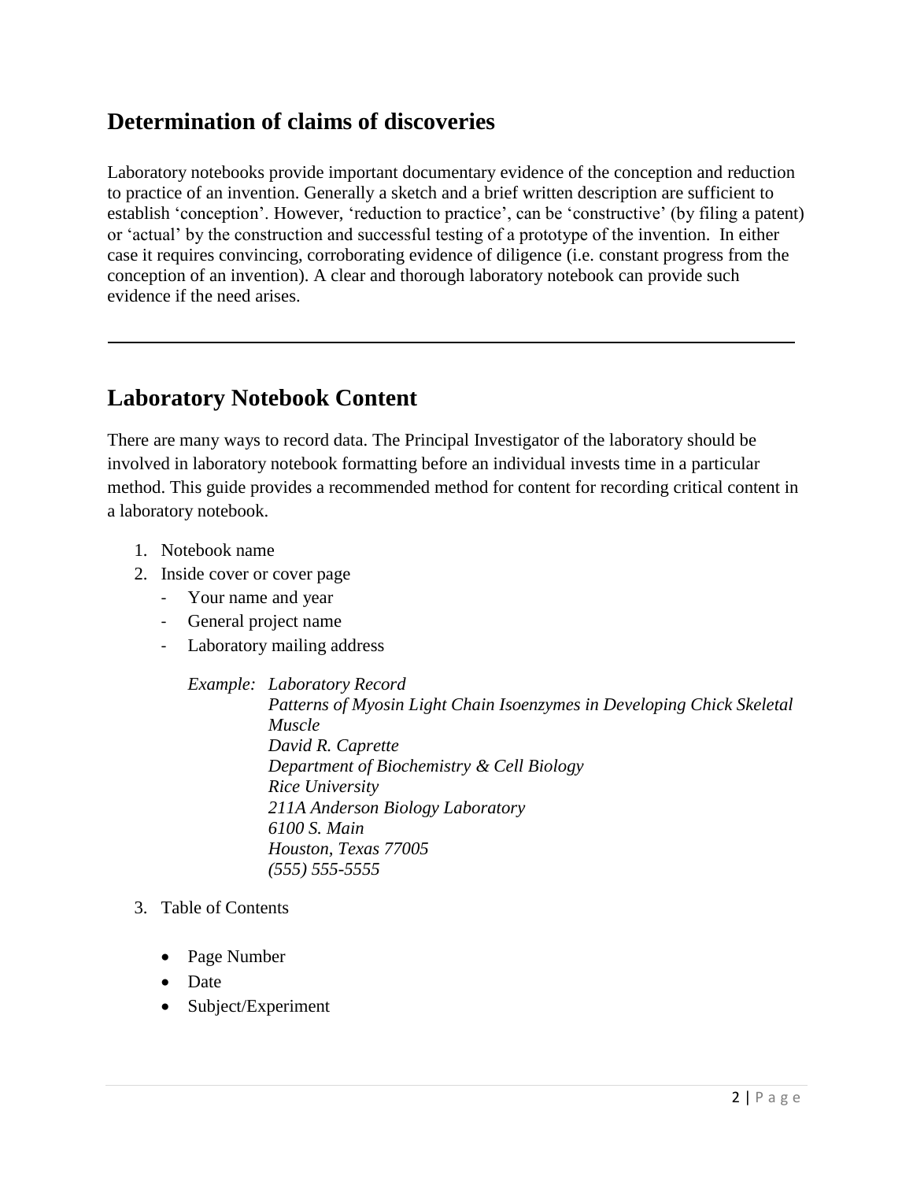## Determination of claims of discoveries

Laboratory notebooks provide important documentary evidence of the conception and reduction to practice of an invention. Generally a sketch and a brief written description are sufficient to establish 'conception'. However, 'reduction to practice', can be 'constructive' (by filing a patent) or 'actual' by the construction and successful testing of a prototype of the invention. In either case it requires convincing, corroborating evidence of diligence (i.e. constant progress from the conception of an invention). A clear and thorough laboratory notebook can provide such evidence if the need arises.

---

## Laboratory Notebook Content

There are many ways to record data. The Principal Investigator of the laboratory should be involved in laboratory notebook formatting before an individual invests time in a particular method. This guide provides a recommended method for content for recording critical content in a laboratory notebook.

1. Notebook name
2. Inside cover or cover page
   - Your name and year
   - General project name
   - Laboratory mailing address

     *Example: Laboratory Record*
     *Patterns of Myosin Light Chain Isoenzymes in Developing Chick Skeletal Muscle*
     *David R. Caprette*
     *Department of Biochemistry & Cell Biology*
     *Rice University*
     *211A Anderson Biology Laboratory*
     *6100 S. Main*
     *Houston, Texas 77005*
     *(555) 555-5555*

3. Table of Contents
   - Page Number
   - Date
   - Subject/Experiment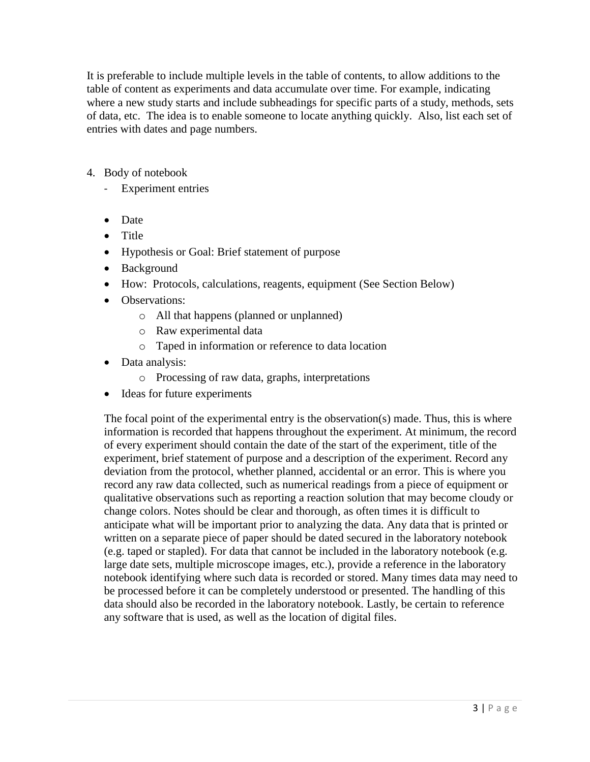It is preferable to include multiple levels in the table of contents, to allow additions to the table of content as experiments and data accumulate over time. For example, indicating where a new study starts and include subheadings for specific parts of a study, methods, sets of data, etc. The idea is to enable someone to locate anything quickly. Also, list each set of entries with dates and page numbers.

4. Body of notebook
   - Experiment entries

   - Date
   - Title
   - Hypothesis or Goal: Brief statement of purpose
   - Background
   - How: Protocols, calculations, reagents, equipment (See Section Below)
   - Observations:
     - All that happens (planned or unplanned)
     - Raw experimental data
     - Taped in information or reference to data location
   - Data analysis:
     - Processing of raw data, graphs, interpretations
   - Ideas for future experiments

   The focal point of the experimental entry is the observation(s) made. Thus, this is where information is recorded that happens throughout the experiment. At minimum, the record of every experiment should contain the date of the start of the experiment, title of the experiment, brief statement of purpose and a description of the experiment. Record any deviation from the protocol, whether planned, accidental or an error. This is where you record any raw data collected, such as numerical readings from a piece of equipment or qualitative observations such as reporting a reaction solution that may become cloudy or change colors. Notes should be clear and thorough, as often times it is difficult to anticipate what will be important prior to analyzing the data. Any data that is printed or written on a separate piece of paper should be dated secured in the laboratory notebook (e.g. taped or stapled). For data that cannot be included in the laboratory notebook (e.g. large date sets, multiple microscope images, etc.), provide a reference in the laboratory notebook identifying where such data is recorded or stored. Many times data may need to be processed before it can be completely understood or presented. The handling of this data should also be recorded in the laboratory notebook. Lastly, be certain to reference any software that is used, as well as the location of digital files.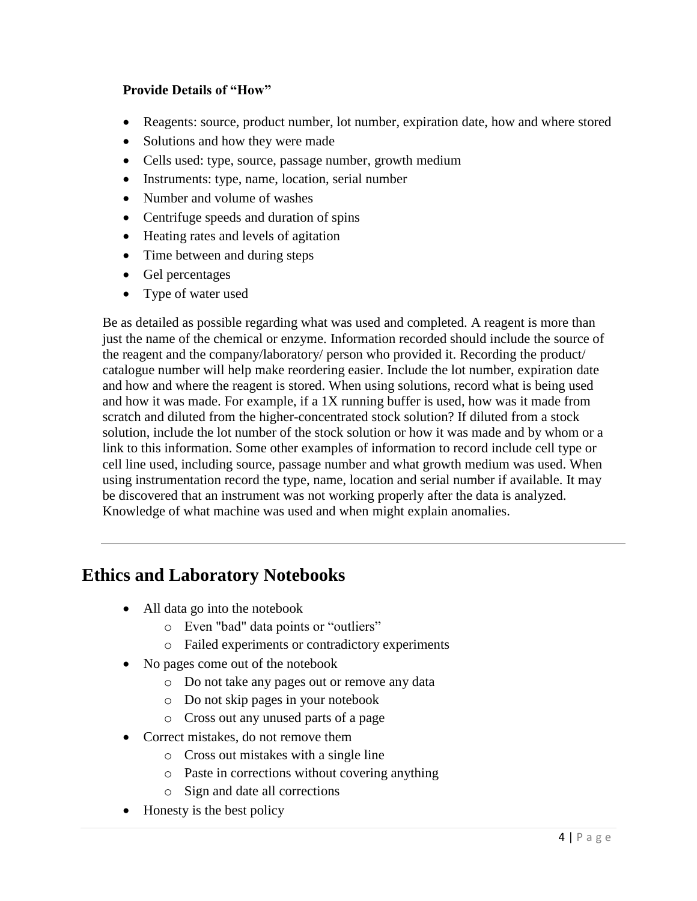**Provide Details of "How"**

- Reagents: source, product number, lot number, expiration date, how and where stored
- Solutions and how they were made
- Cells used: type, source, passage number, growth medium
- Instruments: type, name, location, serial number
- Number and volume of washes
- Centrifuge speeds and duration of spins
- Heating rates and levels of agitation
- Time between and during steps
- Gel percentages
- Type of water used

Be as detailed as possible regarding what was used and completed. A reagent is more than just the name of the chemical or enzyme. Information recorded should include the source of the reagent and the company/laboratory/ person who provided it. Recording the product/ catalogue number will help make reordering easier. Include the lot number, expiration date and how and where the reagent is stored. When using solutions, record what is being used and how it was made. For example, if a 1X running buffer is used, how was it made from scratch and diluted from the higher-concentrated stock solution? If diluted from a stock solution, include the lot number of the stock solution or how it was made and by whom or a link to this information. Some other examples of information to record include cell type or cell line used, including source, passage number and what growth medium was used. When using instrumentation record the type, name, location and serial number if available. It may be discovered that an instrument was not working properly after the data is analyzed. Knowledge of what machine was used and when might explain anomalies.

---

## Ethics and Laboratory Notebooks

- All data go into the notebook
  - Even "bad" data points or "outliers"
  - Failed experiments or contradictory experiments
- No pages come out of the notebook
  - Do not take any pages out or remove any data
  - Do not skip pages in your notebook
  - Cross out any unused parts of a page
- Correct mistakes, do not remove them
  - Cross out mistakes with a single line
  - Paste in corrections without covering anything
  - Sign and date all corrections
- Honesty is the best policy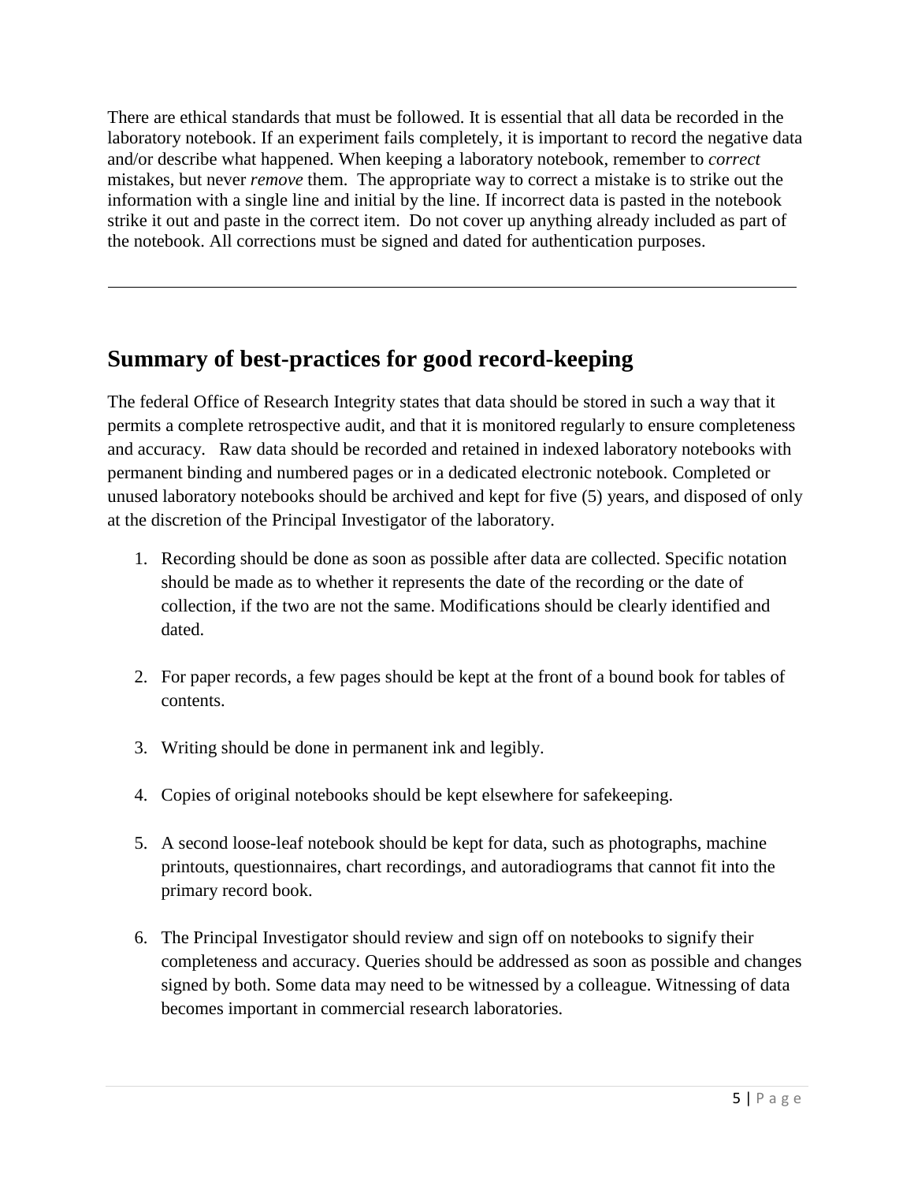There are ethical standards that must be followed. It is essential that all data be recorded in the laboratory notebook. If an experiment fails completely, it is important to record the negative data and/or describe what happened. When keeping a laboratory notebook, remember to *correct* mistakes, but never *remove* them. The appropriate way to correct a mistake is to strike out the information with a single line and initial by the line. If incorrect data is pasted in the notebook strike it out and paste in the correct item. Do not cover up anything already included as part of the notebook. All corrections must be signed and dated for authentication purposes.

---

## Summary of best-practices for good record-keeping

The federal Office of Research Integrity states that data should be stored in such a way that it permits a complete retrospective audit, and that it is monitored regularly to ensure completeness and accuracy. Raw data should be recorded and retained in indexed laboratory notebooks with permanent binding and numbered pages or in a dedicated electronic notebook. Completed or unused laboratory notebooks should be archived and kept for five (5) years, and disposed of only at the discretion of the Principal Investigator of the laboratory.

1. Recording should be done as soon as possible after data are collected. Specific notation should be made as to whether it represents the date of the recording or the date of collection, if the two are not the same. Modifications should be clearly identified and dated.

2. For paper records, a few pages should be kept at the front of a bound book for tables of contents.

3. Writing should be done in permanent ink and legibly.

4. Copies of original notebooks should be kept elsewhere for safekeeping.

5. A second loose-leaf notebook should be kept for data, such as photographs, machine printouts, questionnaires, chart recordings, and autoradiograms that cannot fit into the primary record book.

6. The Principal Investigator should review and sign off on notebooks to signify their completeness and accuracy. Queries should be addressed as soon as possible and changes signed by both. Some data may need to be witnessed by a colleague. Witnessing of data becomes important in commercial research laboratories.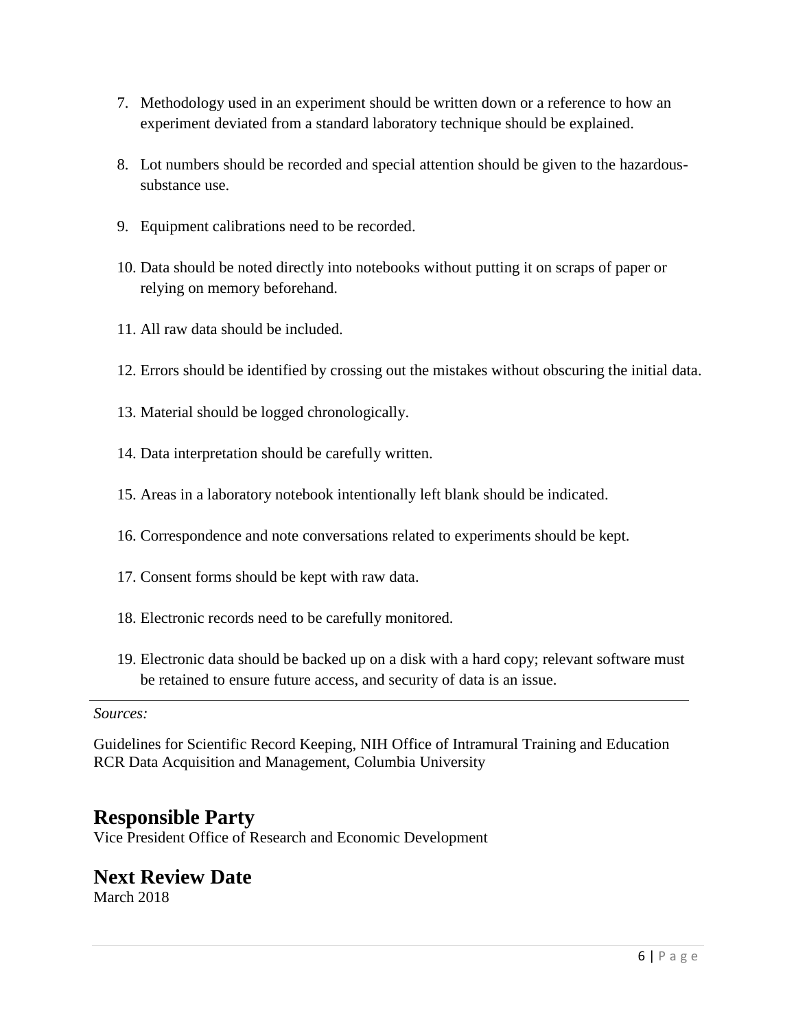7. Methodology used in an experiment should be written down or a reference to how an experiment deviated from a standard laboratory technique should be explained.

8. Lot numbers should be recorded and special attention should be given to the hazardous-substance use.

9. Equipment calibrations need to be recorded.

10. Data should be noted directly into notebooks without putting it on scraps of paper or relying on memory beforehand.

11. All raw data should be included.

12. Errors should be identified by crossing out the mistakes without obscuring the initial data.

13. Material should be logged chronologically.

14. Data interpretation should be carefully written.

15. Areas in a laboratory notebook intentionally left blank should be indicated.

16. Correspondence and note conversations related to experiments should be kept.

17. Consent forms should be kept with raw data.

18. Electronic records need to be carefully monitored.

19. Electronic data should be backed up on a disk with a hard copy; relevant software must be retained to ensure future access, and security of data is an issue.

---

*Sources:*

Guidelines for Scientific Record Keeping, NIH Office of Intramural Training and Education
RCR Data Acquisition and Management, Columbia University

## Responsible Party

Vice President Office of Research and Economic Development

## Next Review Date

March 2018